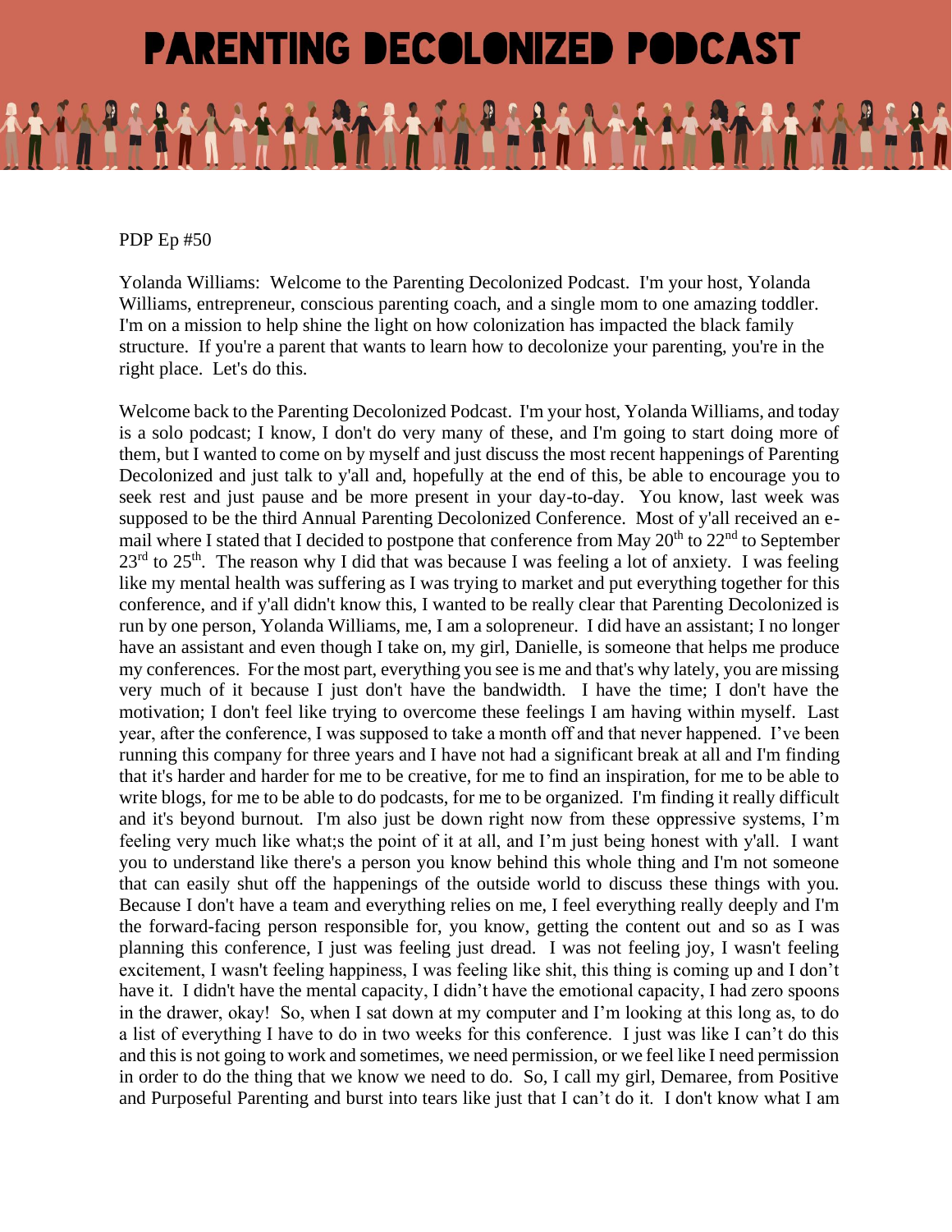# PARENTING DECOLONIZED PODCAST

PDP Ep #50

Yolanda Williams: Welcome to the Parenting Decolonized Podcast. I'm your host, Yolanda Williams, entrepreneur, conscious parenting coach, and a single mom to one amazing toddler. I'm on a mission to help shine the light on how colonization has impacted the black family structure. If you're a parent that wants to learn how to decolonize your parenting, you're in the right place. Let's do this.

Welcome back to the Parenting Decolonized Podcast. I'm your host, Yolanda Williams, and today is a solo podcast; I know, I don't do very many of these, and I'm going to start doing more of them, but I wanted to come on by myself and just discuss the most recent happenings of Parenting Decolonized and just talk to y'all and, hopefully at the end of this, be able to encourage you to seek rest and just pause and be more present in your day-to-day. You know, last week was supposed to be the third Annual Parenting Decolonized Conference. Most of y'all received an e-mail where I stated that I decided to postpone that conference from May 20th to 22nd to September 23rd to 25th. The reason why I did that was because I was feeling a lot of anxiety. I was feeling like my mental health was suffering as I was trying to market and put everything together for this conference, and if y'all didn't know this, I wanted to be really clear that Parenting Decolonized is run by one person, Yolanda Williams, me, I am a solopreneur. I did have an assistant; I no longer have an assistant and even though I take on, my girl, Danielle, is someone that helps me produce my conferences. For the most part, everything you see is me and that's why lately, you are missing very much of it because I just don't have the bandwidth. I have the time; I don't have the motivation; I don't feel like trying to overcome these feelings I am having within myself. Last year, after the conference, I was supposed to take a month off and that never happened. I've been running this company for three years and I have not had a significant break at all and I'm finding that it's harder and harder for me to be creative, for me to find an inspiration, for me to be able to write blogs, for me to be able to do podcasts, for me to be organized. I'm finding it really difficult and it's beyond burnout. I'm also just be down right now from these oppressive systems, I'm feeling very much like what;s the point of it at all, and I'm just being honest with y'all. I want you to understand like there's a person you know behind this whole thing and I'm not someone that can easily shut off the happenings of the outside world to discuss these things with you. Because I don't have a team and everything relies on me, I feel everything really deeply and I'm the forward-facing person responsible for, you know, getting the content out and so as I was planning this conference, I just was feeling just dread. I was not feeling joy, I wasn't feeling excitement, I wasn't feeling happiness, I was feeling like shit, this thing is coming up and I don't have it. I didn't have the mental capacity, I didn't have the emotional capacity, I had zero spoons in the drawer, okay! So, when I sat down at my computer and I'm looking at this long as, to do a list of everything I have to do in two weeks for this conference. I just was like I can't do this and this is not going to work and sometimes, we need permission, or we feel like I need permission in order to do the thing that we know we need to do. So, I call my girl, Demaree, from Positive and Purposeful Parenting and burst into tears like just that I can't do it. I don't know what I am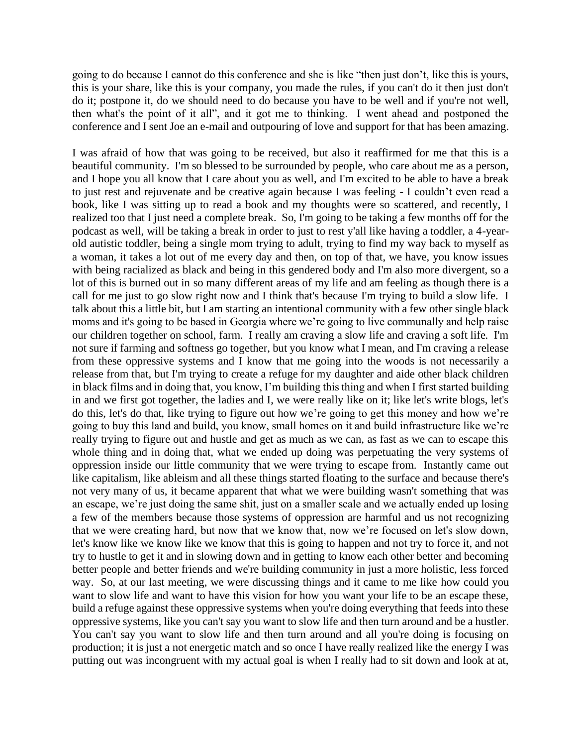going to do because I cannot do this conference and she is like "then just don't, like this is yours, this is your share, like this is your company, you made the rules, if you can't do it then just don't do it; postpone it, do we should need to do because you have to be well and if you're not well, then what's the point of it all", and it got me to thinking. I went ahead and postponed the conference and I sent Joe an e-mail and outpouring of love and support for that has been amazing.

I was afraid of how that was going to be received, but also it reaffirmed for me that this is a beautiful community. I'm so blessed to be surrounded by people, who care about me as a person, and I hope you all know that I care about you as well, and I'm excited to be able to have a break to just rest and rejuvenate and be creative again because I was feeling - I couldn't even read a book, like I was sitting up to read a book and my thoughts were so scattered, and recently, I realized too that I just need a complete break. So, I'm going to be taking a few months off for the podcast as well, will be taking a break in order to just to rest y'all like having a toddler, a 4-year-old autistic toddler, being a single mom trying to adult, trying to find my way back to myself as a woman, it takes a lot out of me every day and then, on top of that, we have, you know issues with being racialized as black and being in this gendered body and I'm also more divergent, so a lot of this is burned out in so many different areas of my life and am feeling as though there is a call for me just to go slow right now and I think that's because I'm trying to build a slow life. I talk about this a little bit, but I am starting an intentional community with a few other single black moms and it's going to be based in Georgia where we're going to live communally and help raise our children together on school, farm. I really am craving a slow life and craving a soft life. I'm not sure if farming and softness go together, but you know what I mean, and I'm craving a release from these oppressive systems and I know that me going into the woods is not necessarily a release from that, but I'm trying to create a refuge for my daughter and aide other black children in black films and in doing that, you know, I'm building this thing and when I first started building in and we first got together, the ladies and I, we were really like on it; like let's write blogs, let's do this, let's do that, like trying to figure out how we're going to get this money and how we're going to buy this land and build, you know, small homes on it and build infrastructure like we're really trying to figure out and hustle and get as much as we can, as fast as we can to escape this whole thing and in doing that, what we ended up doing was perpetuating the very systems of oppression inside our little community that we were trying to escape from. Instantly came out like capitalism, like ableism and all these things started floating to the surface and because there's not very many of us, it became apparent that what we were building wasn't something that was an escape, we're just doing the same shit, just on a smaller scale and we actually ended up losing a few of the members because those systems of oppression are harmful and us not recognizing that we were creating hard, but now that we know that, now we're focused on let's slow down, let's know like we know like we know that this is going to happen and not try to force it, and not try to hustle to get it and in slowing down and in getting to know each other better and becoming better people and better friends and we're building community in just a more holistic, less forced way. So, at our last meeting, we were discussing things and it came to me like how could you want to slow life and want to have this vision for how you want your life to be an escape these, build a refuge against these oppressive systems when you're doing everything that feeds into these oppressive systems, like you can't say you want to slow life and then turn around and be a hustler. You can't say you want to slow life and then turn around and all you're doing is focusing on production; it is just a not energetic match and so once I have really realized like the energy I was putting out was incongruent with my actual goal is when I really had to sit down and look at at,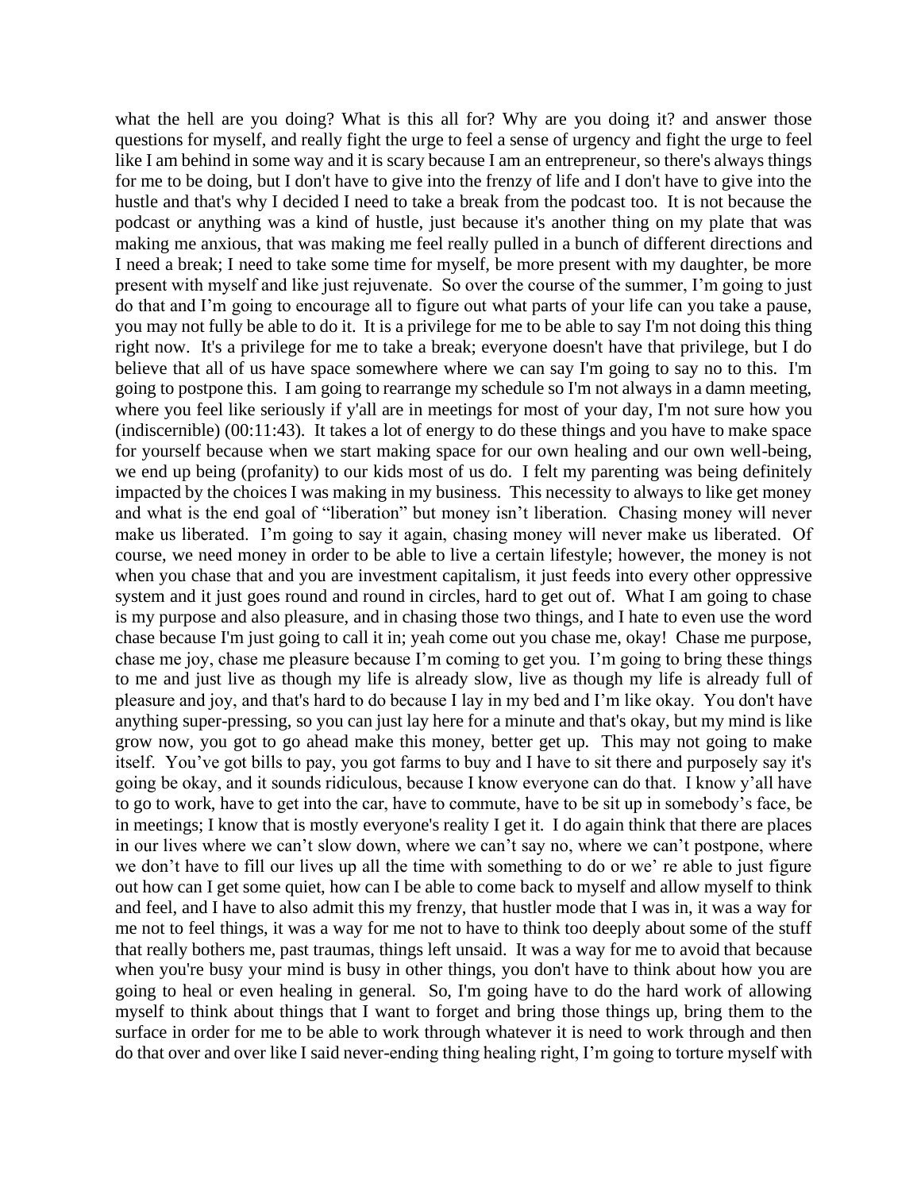what the hell are you doing? What is this all for? Why are you doing it? and answer those questions for myself, and really fight the urge to feel a sense of urgency and fight the urge to feel like I am behind in some way and it is scary because I am an entrepreneur, so there's always things for me to be doing, but I don't have to give into the frenzy of life and I don't have to give into the hustle and that's why I decided I need to take a break from the podcast too. It is not because the podcast or anything was a kind of hustle, just because it's another thing on my plate that was making me anxious, that was making me feel really pulled in a bunch of different directions and I need a break; I need to take some time for myself, be more present with my daughter, be more present with myself and like just rejuvenate. So over the course of the summer, I'm going to just do that and I'm going to encourage all to figure out what parts of your life can you take a pause, you may not fully be able to do it. It is a privilege for me to be able to say I'm not doing this thing right now. It's a privilege for me to take a break; everyone doesn't have that privilege, but I do believe that all of us have space somewhere where we can say I'm going to say no to this. I'm going to postpone this. I am going to rearrange my schedule so I'm not always in a damn meeting, where you feel like seriously if y'all are in meetings for most of your day, I'm not sure how you (indiscernible) (00:11:43). It takes a lot of energy to do these things and you have to make space for yourself because when we start making space for our own healing and our own well-being, we end up being (profanity) to our kids most of us do. I felt my parenting was being definitely impacted by the choices I was making in my business. This necessity to always to like get money and what is the end goal of "liberation" but money isn't liberation. Chasing money will never make us liberated. I'm going to say it again, chasing money will never make us liberated. Of course, we need money in order to be able to live a certain lifestyle; however, the money is not when you chase that and you are investment capitalism, it just feeds into every other oppressive system and it just goes round and round in circles, hard to get out of. What I am going to chase is my purpose and also pleasure, and in chasing those two things, and I hate to even use the word chase because I'm just going to call it in; yeah come out you chase me, okay! Chase me purpose, chase me joy, chase me pleasure because I'm coming to get you. I'm going to bring these things to me and just live as though my life is already slow, live as though my life is already full of pleasure and joy, and that's hard to do because I lay in my bed and I'm like okay. You don't have anything super-pressing, so you can just lay here for a minute and that's okay, but my mind is like grow now, you got to go ahead make this money, better get up. This may not going to make itself. You've got bills to pay, you got farms to buy and I have to sit there and purposely say it's going be okay, and it sounds ridiculous, because I know everyone can do that. I know y'all have to go to work, have to get into the car, have to commute, have to be sit up in somebody's face, be in meetings; I know that is mostly everyone's reality I get it. I do again think that there are places in our lives where we can't slow down, where we can't say no, where we can't postpone, where we don't have to fill our lives up all the time with something to do or we' re able to just figure out how can I get some quiet, how can I be able to come back to myself and allow myself to think and feel, and I have to also admit this my frenzy, that hustler mode that I was in, it was a way for me not to feel things, it was a way for me not to have to think too deeply about some of the stuff that really bothers me, past traumas, things left unsaid. It was a way for me to avoid that because when you're busy your mind is busy in other things, you don't have to think about how you are going to heal or even healing in general. So, I'm going have to do the hard work of allowing myself to think about things that I want to forget and bring those things up, bring them to the surface in order for me to be able to work through whatever it is need to work through and then do that over and over like I said never-ending thing healing right, I'm going to torture myself with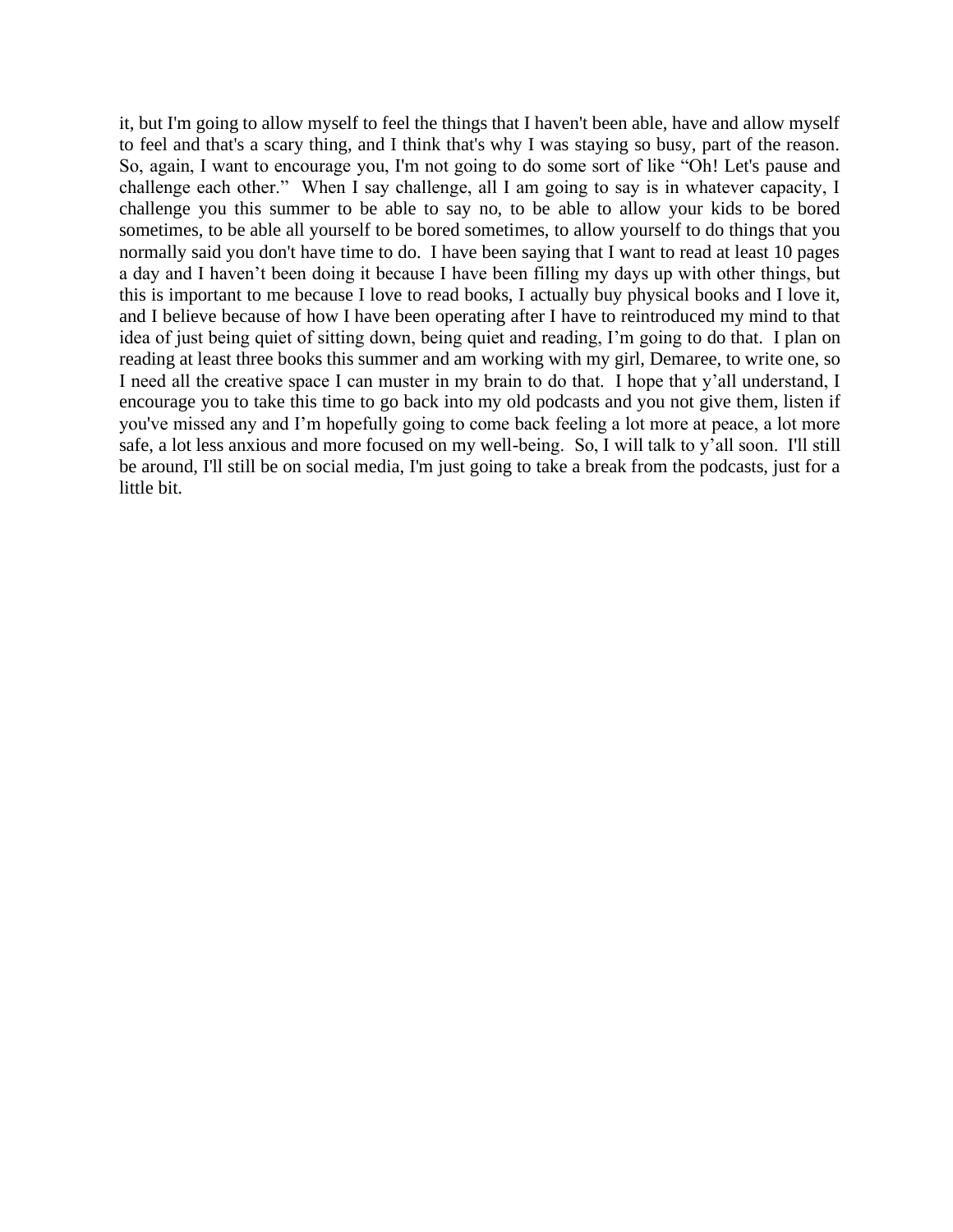it, but I'm going to allow myself to feel the things that I haven't been able, have and allow myself to feel and that's a scary thing, and I think that's why I was staying so busy, part of the reason. So, again, I want to encourage you, I'm not going to do some sort of like "Oh! Let's pause and challenge each other." When I say challenge, all I am going to say is in whatever capacity, I challenge you this summer to be able to say no, to be able to allow your kids to be bored sometimes, to be able all yourself to be bored sometimes, to allow yourself to do things that you normally said you don't have time to do. I have been saying that I want to read at least 10 pages a day and I haven't been doing it because I have been filling my days up with other things, but this is important to me because I love to read books, I actually buy physical books and I love it, and I believe because of how I have been operating after I have to reintroduced my mind to that idea of just being quiet of sitting down, being quiet and reading, I'm going to do that. I plan on reading at least three books this summer and am working with my girl, Demaree, to write one, so I need all the creative space I can muster in my brain to do that. I hope that y'all understand, I encourage you to take this time to go back into my old podcasts and you not give them, listen if you've missed any and I'm hopefully going to come back feeling a lot more at peace, a lot more safe, a lot less anxious and more focused on my well-being. So, I will talk to y'all soon. I'll still be around, I'll still be on social media, I'm just going to take a break from the podcasts, just for a little bit.